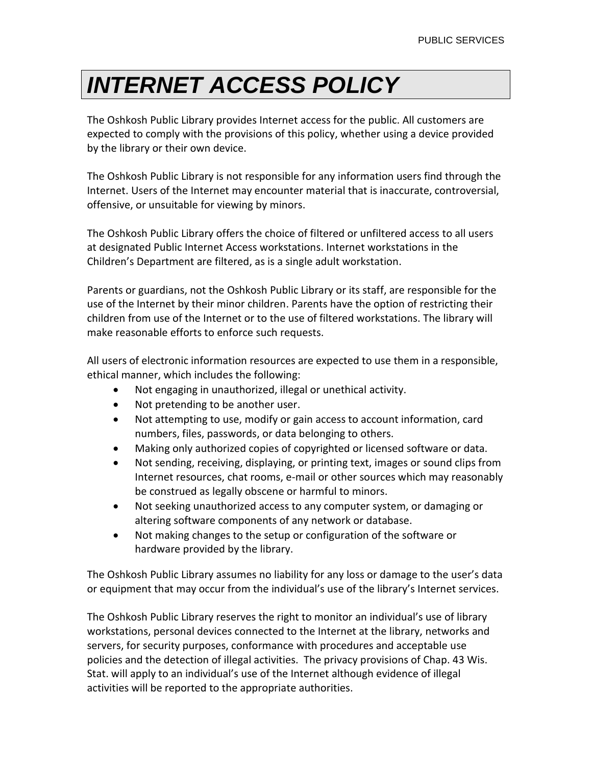# *INTERNET ACCESS POLICY*

The Oshkosh Public Library provides Internet access for the public. All customers are expected to comply with the provisions of this policy, whether using a device provided by the library or their own device.

The Oshkosh Public Library is not responsible for any information users find through the Internet. Users of the Internet may encounter material that is inaccurate, controversial, offensive, or unsuitable for viewing by minors.

The Oshkosh Public Library offers the choice of filtered or unfiltered access to all users at designated Public Internet Access workstations. Internet workstations in the Children's Department are filtered, as is a single adult workstation.

Parents or guardians, not the Oshkosh Public Library or its staff, are responsible for the use of the Internet by their minor children. Parents have the option of restricting their children from use of the Internet or to the use of filtered workstations. The library will make reasonable efforts to enforce such requests.

All users of electronic information resources are expected to use them in a responsible, ethical manner, which includes the following:

- Not engaging in unauthorized, illegal or unethical activity.
- Not pretending to be another user.
- Not attempting to use, modify or gain access to account information, card numbers, files, passwords, or data belonging to others.
- Making only authorized copies of copyrighted or licensed software or data.
- Not sending, receiving, displaying, or printing text, images or sound clips from Internet resources, chat rooms, e-mail or other sources which may reasonably be construed as legally obscene or harmful to minors.
- Not seeking unauthorized access to any computer system, or damaging or altering software components of any network or database.
- Not making changes to the setup or configuration of the software or hardware provided by the library.

The Oshkosh Public Library assumes no liability for any loss or damage to the user's data or equipment that may occur from the individual's use of the library's Internet services.

The Oshkosh Public Library reserves the right to monitor an individual's use of library workstations, personal devices connected to the Internet at the library, networks and servers, for security purposes, conformance with procedures and acceptable use policies and the detection of illegal activities. The privacy provisions of Chap. 43 Wis. Stat. will apply to an individual's use of the Internet although evidence of illegal activities will be reported to the appropriate authorities.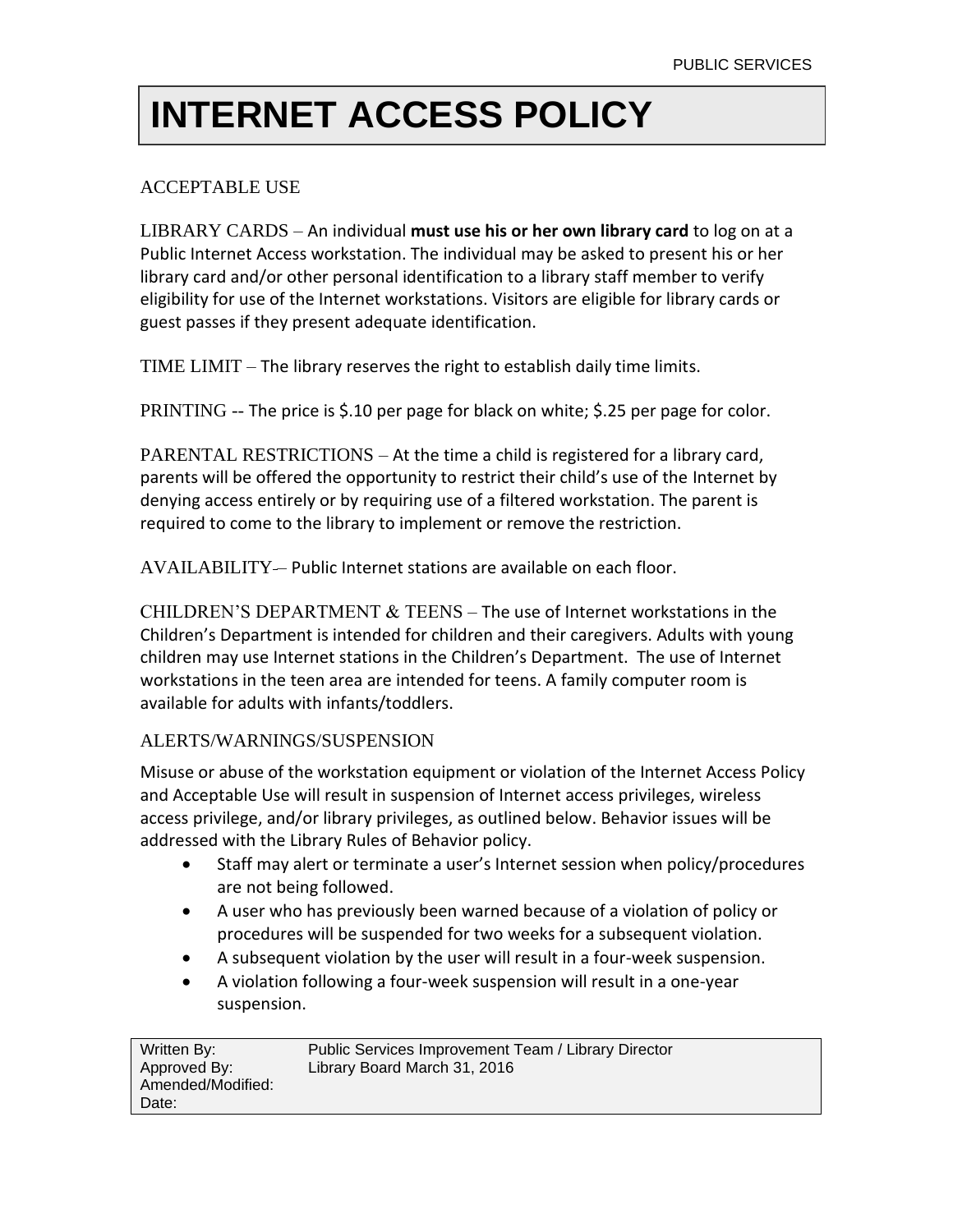PUBLIC SERVICES

# INTERNET ACCESS POLICY

## ACCEPTABLE USE

LIBRARY CARDS – An individual **must use his or her own library card** to log on at a Public Internet Access workstation. The individual may be asked to present his or her library card and/or other personal identification to a library staff member to verify eligibility for use of the Internet workstations. Visitors are eligible for library cards or guest passes if they present adequate identification.

TIME LIMIT – The library reserves the right to establish daily time limits.

PRINTING -- The price is $.10 per page for black on white; $.25 per page for color.

PARENTAL RESTRICTIONS – At the time a child is registered for a library card, parents will be offered the opportunity to restrict their child's use of the Internet by denying access entirely or by requiring use of a filtered workstation. The parent is required to come to the library to implement or remove the restriction.

AVAILABILITY–- Public Internet stations are available on each floor.

CHILDREN'S DEPARTMENT & TEENS – The use of Internet workstations in the Children's Department is intended for children and their caregivers. Adults with young children may use Internet stations in the Children's Department. The use of Internet workstations in the teen area are intended for teens. A family computer room is available for adults with infants/toddlers.

## ALERTS/WARNINGS/SUSPENSION

Misuse or abuse of the workstation equipment or violation of the Internet Access Policy and Acceptable Use will result in suspension of Internet access privileges, wireless access privilege, and/or library privileges, as outlined below. Behavior issues will be addressed with the Library Rules of Behavior policy.

- Staff may alert or terminate a user's Internet session when policy/procedures are not being followed.
- A user who has previously been warned because of a violation of policy or procedures will be suspended for two weeks for a subsequent violation.
- A subsequent violation by the user will result in a four-week suspension.
- A violation following a four-week suspension will result in a one-year suspension.

| | |
|---|---|
| Written By: | Public Services Improvement Team / Library Director |
| Approved By: | Library Board March 31, 2016 |
| Amended/Modified: | |
| Date: | |